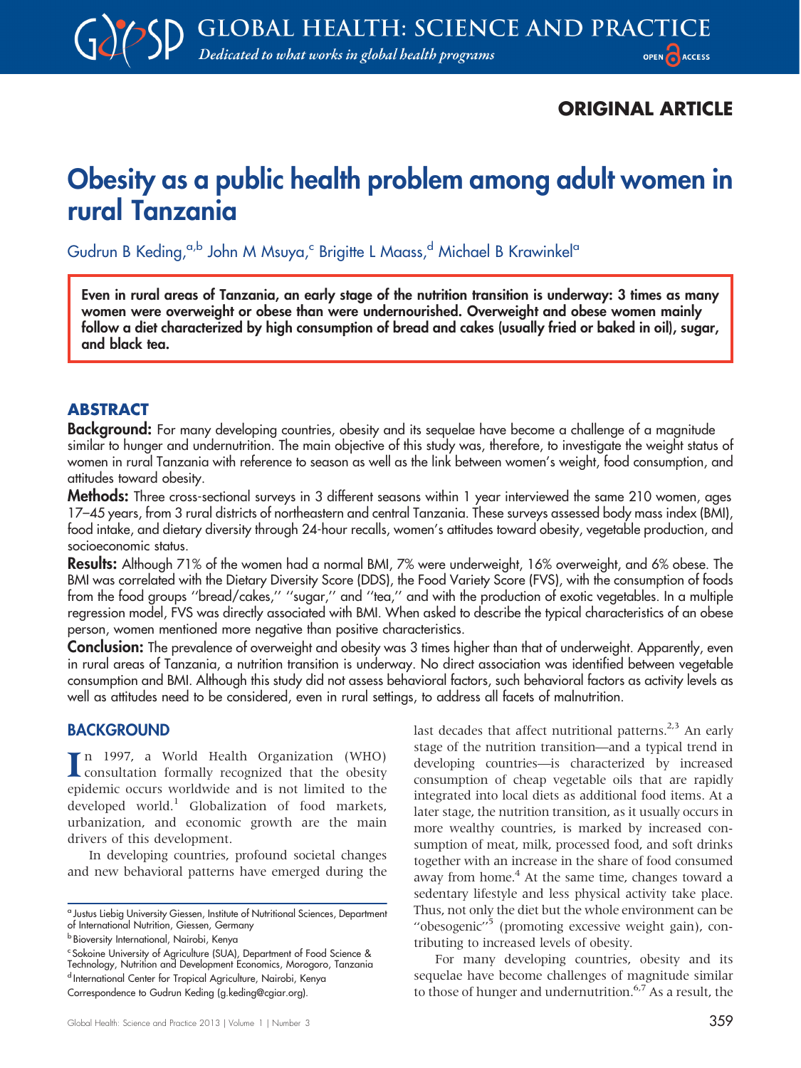ORIGINAL ARTICLE

# Obesity as a public health problem among adult women in rural Tanzania

Gudrun B Keding,[a,b] John M Msuya,[c] Brigitte L Maass,[d] Michael B Krawinkel[a]

**Even in rural areas of Tanzania, an early stage of the nutrition transition is underway: 3 times as many women were overweight or obese than were undernourished. Overweight and obese women mainly follow a diet characterized by high consumption of bread and cakes (usually fried or baked in oil), sugar, and black tea.**

## ABSTRACT

**Background:** For many developing countries, obesity and its sequelae have become a challenge of a magnitude similar to hunger and undernutrition. The main objective of this study was, therefore, to investigate the weight status of women in rural Tanzania with reference to season as well as the link between women's weight, food consumption, and attitudes toward obesity.

**Methods:** Three cross-sectional surveys in 3 different seasons within 1 year interviewed the same 210 women, ages 17–45 years, from 3 rural districts of northeastern and central Tanzania. These surveys assessed body mass index (BMI), food intake, and dietary diversity through 24-hour recalls, women's attitudes toward obesity, vegetable production, and socioeconomic status.

**Results:** Although 71% of the women had a normal BMI, 7% were underweight, 16% overweight, and 6% obese. The BMI was correlated with the Dietary Diversity Score (DDS), the Food Variety Score (FVS), with the consumption of foods from the food groups ''bread/cakes,'' ''sugar,'' and ''tea,'' and with the production of exotic vegetables. In a multiple regression model, FVS was directly associated with BMI. When asked to describe the typical characteristics of an obese person, women mentioned more negative than positive characteristics.

**Conclusion:** The prevalence of overweight and obesity was 3 times higher than that of underweight. Apparently, even in rural areas of Tanzania, a nutrition transition is underway. No direct association was identified between vegetable consumption and BMI. Although this study did not assess behavioral factors, such behavioral factors as activity levels as well as attitudes need to be considered, even in rural settings, to address all facets of malnutrition.

## BACKGROUND

In 1997, a World Health Organization (WHO) consultation formally recognized that the obesity epidemic occurs worldwide and is not limited to the developed world.[1] Globalization of food markets, urbanization, and economic growth are the main drivers of this development.

In developing countries, profound societal changes and new behavioral patterns have emerged during the last decades that affect nutritional patterns.[2,3] An early stage of the nutrition transition—and a typical trend in developing countries—is characterized by increased consumption of cheap vegetable oils that are rapidly integrated into local diets as additional food items. At a later stage, the nutrition transition, as it usually occurs in more wealthy countries, is marked by increased consumption of meat, milk, processed food, and soft drinks together with an increase in the share of food consumed away from home.[4] At the same time, changes toward a sedentary lifestyle and less physical activity take place. Thus, not only the diet but the whole environment can be ''obesogenic''[5] (promoting excessive weight gain), contributing to increased levels of obesity.

For many developing countries, obesity and its sequelae have become challenges of magnitude similar to those of hunger and undernutrition.[6,7] As a result, the

[a] Justus Liebig University Giessen, Institute of Nutritional Sciences, Department of International Nutrition, Giessen, Germany

[b] Bioversity International, Nairobi, Kenya

[c] Sokoine University of Agriculture (SUA), Department of Food Science & Technology, Nutrition and Development Economics, Morogoro, Tanzania

[d] International Center for Tropical Agriculture, Nairobi, Kenya

Correspondence to Gudrun Keding (g.keding@cgiar.org).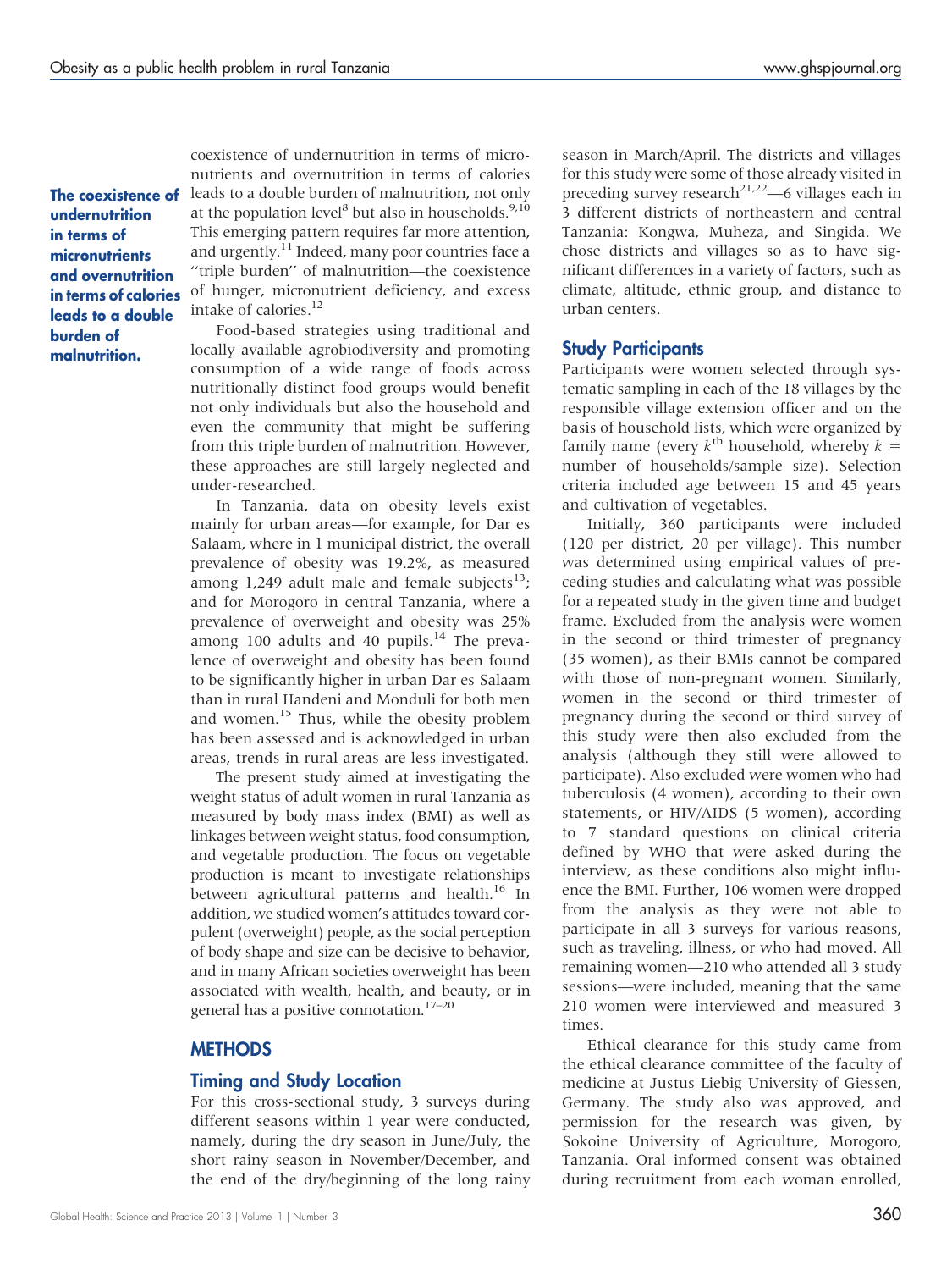coexistence of undernutrition in terms of micronutrients and overnutrition in terms of calories leads to a double burden of malnutrition, not only at the population level[8] but also in households.[9,10] This emerging pattern requires far more attention, and urgently.[11] Indeed, many poor countries face a "triple burden" of malnutrition—the coexistence of hunger, micronutrient deficiency, and excess intake of calories.[12]

**The coexistence of undernutrition in terms of micronutrients and overnutrition in terms of calories leads to a double burden of malnutrition.**

Food-based strategies using traditional and locally available agrobiodiversity and promoting consumption of a wide range of foods across nutritionally distinct food groups would benefit not only individuals but also the household and even the community that might be suffering from this triple burden of malnutrition. However, these approaches are still largely neglected and under-researched.

In Tanzania, data on obesity levels exist mainly for urban areas—for example, for Dar es Salaam, where in 1 municipal district, the overall prevalence of obesity was 19.2%, as measured among 1,249 adult male and female subjects[13]; and for Morogoro in central Tanzania, where a prevalence of overweight and obesity was 25% among 100 adults and 40 pupils.[14] The prevalence of overweight and obesity has been found to be significantly higher in urban Dar es Salaam than in rural Handeni and Monduli for both men and women.[15] Thus, while the obesity problem has been assessed and is acknowledged in urban areas, trends in rural areas are less investigated.

The present study aimed at investigating the weight status of adult women in rural Tanzania as measured by body mass index (BMI) as well as linkages between weight status, food consumption, and vegetable production. The focus on vegetable production is meant to investigate relationships between agricultural patterns and health.[16] In addition, we studied women's attitudes toward corpulent (overweight) people, as the social perception of body shape and size can be decisive to behavior, and in many African societies overweight has been associated with wealth, health, and beauty, or in general has a positive connotation.[17–20]

## METHODS

### Timing and Study Location

For this cross-sectional study, 3 surveys during different seasons within 1 year were conducted, namely, during the dry season in June/July, the short rainy season in November/December, and the end of the dry/beginning of the long rainy season in March/April. The districts and villages for this study were some of those already visited in preceding survey research[21,22]—6 villages each in 3 different districts of northeastern and central Tanzania: Kongwa, Muheza, and Singida. We chose districts and villages so as to have significant differences in a variety of factors, such as climate, altitude, ethnic group, and distance to urban centers.

### Study Participants

Participants were women selected through systematic sampling in each of the 18 villages by the responsible village extension officer and on the basis of household lists, which were organized by family name (every $k^{th}$ household, whereby $k$ = number of households/sample size). Selection criteria included age between 15 and 45 years and cultivation of vegetables.

Initially, 360 participants were included (120 per district, 20 per village). This number was determined using empirical values of preceding studies and calculating what was possible for a repeated study in the given time and budget frame. Excluded from the analysis were women in the second or third trimester of pregnancy (35 women), as their BMIs cannot be compared with those of non-pregnant women. Similarly, women in the second or third trimester of pregnancy during the second or third survey of this study were then also excluded from the analysis (although they still were allowed to participate). Also excluded were women who had tuberculosis (4 women), according to their own statements, or HIV/AIDS (5 women), according to 7 standard questions on clinical criteria defined by WHO that were asked during the interview, as these conditions also might influence the BMI. Further, 106 women were dropped from the analysis as they were not able to participate in all 3 surveys for various reasons, such as traveling, illness, or who had moved. All remaining women—210 who attended all 3 study sessions—were included, meaning that the same 210 women were interviewed and measured 3 times.

Ethical clearance for this study came from the ethical clearance committee of the faculty of medicine at Justus Liebig University of Giessen, Germany. The study also was approved, and permission for the research was given, by Sokoine University of Agriculture, Morogoro, Tanzania. Oral informed consent was obtained during recruitment from each woman enrolled,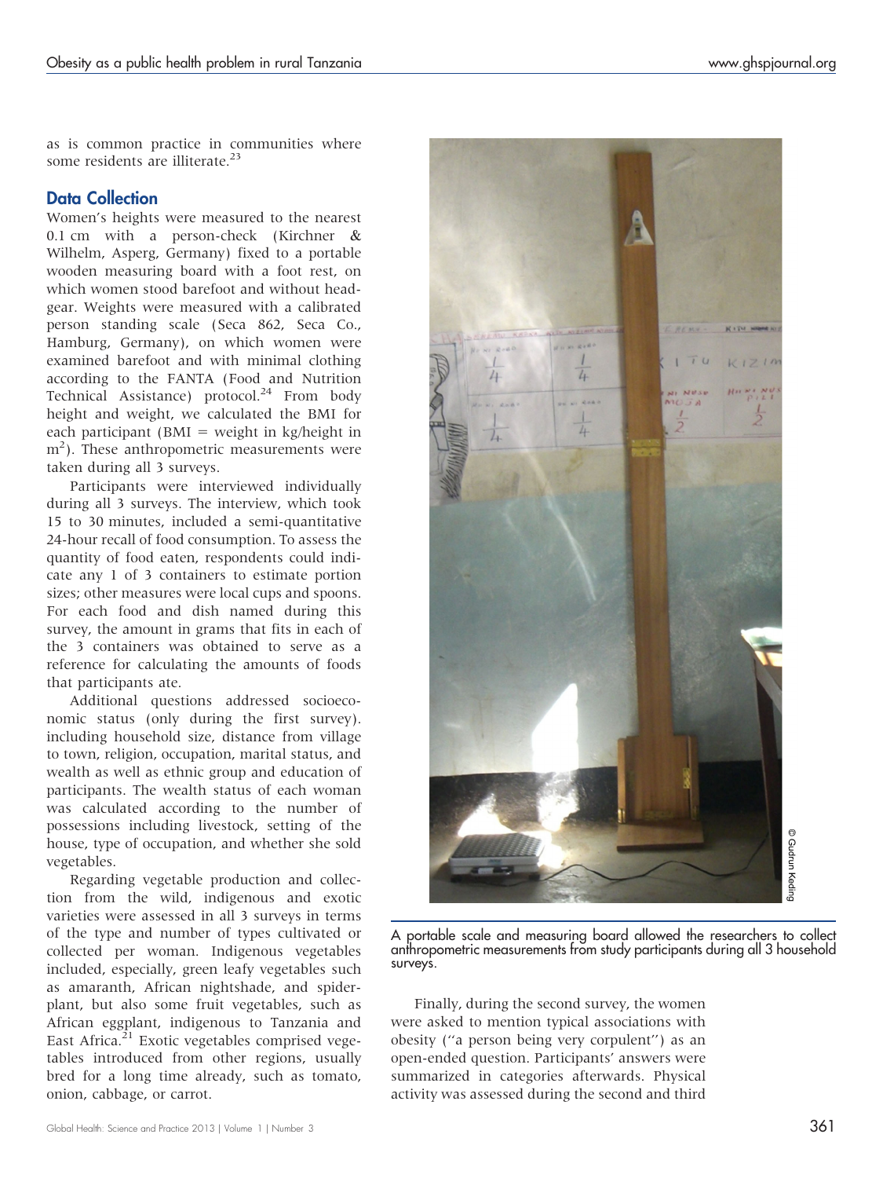as is common practice in communities where some residents are illiterate.[23]

## Data Collection

Women's heights were measured to the nearest 0.1 cm with a person-check (Kirchner & Wilhelm, Asperg, Germany) fixed to a portable wooden measuring board with a foot rest, on which women stood barefoot and without headgear. Weights were measured with a calibrated person standing scale (Seca 862, Seca Co., Hamburg, Germany), on which women were examined barefoot and with minimal clothing according to the FANTA (Food and Nutrition Technical Assistance) protocol.[24] From body height and weight, we calculated the BMI for each participant (BMI = weight in kg/height in $m^2$). These anthropometric measurements were taken during all 3 surveys.

Participants were interviewed individually during all 3 surveys. The interview, which took 15 to 30 minutes, included a semi-quantitative 24-hour recall of food consumption. To assess the quantity of food eaten, respondents could indicate any 1 of 3 containers to estimate portion sizes; other measures were local cups and spoons. For each food and dish named during this survey, the amount in grams that fits in each of the 3 containers was obtained to serve as a reference for calculating the amounts of foods that participants ate.

Additional questions addressed socioeconomic status (only during the first survey). including household size, distance from village to town, religion, occupation, marital status, and wealth as well as ethnic group and education of participants. The wealth status of each woman was calculated according to the number of possessions including livestock, setting of the house, type of occupation, and whether she sold vegetables.

Regarding vegetable production and collection from the wild, indigenous and exotic varieties were assessed in all 3 surveys in terms of the type and number of types cultivated or collected per woman. Indigenous vegetables included, especially, green leafy vegetables such as amaranth, African nightshade, and spiderplant, but also some fruit vegetables, such as African eggplant, indigenous to Tanzania and East Africa.[21] Exotic vegetables comprised vegetables introduced from other regions, usually bred for a long time already, such as tomato, onion, cabbage, or carrot.

© Gudrun Keding

A portable scale and measuring board allowed the researchers to collect anthropometric measurements from study participants during all 3 household surveys.

Finally, during the second survey, the women were asked to mention typical associations with obesity ("a person being very corpulent") as an open-ended question. Participants' answers were summarized in categories afterwards. Physical activity was assessed during the second and third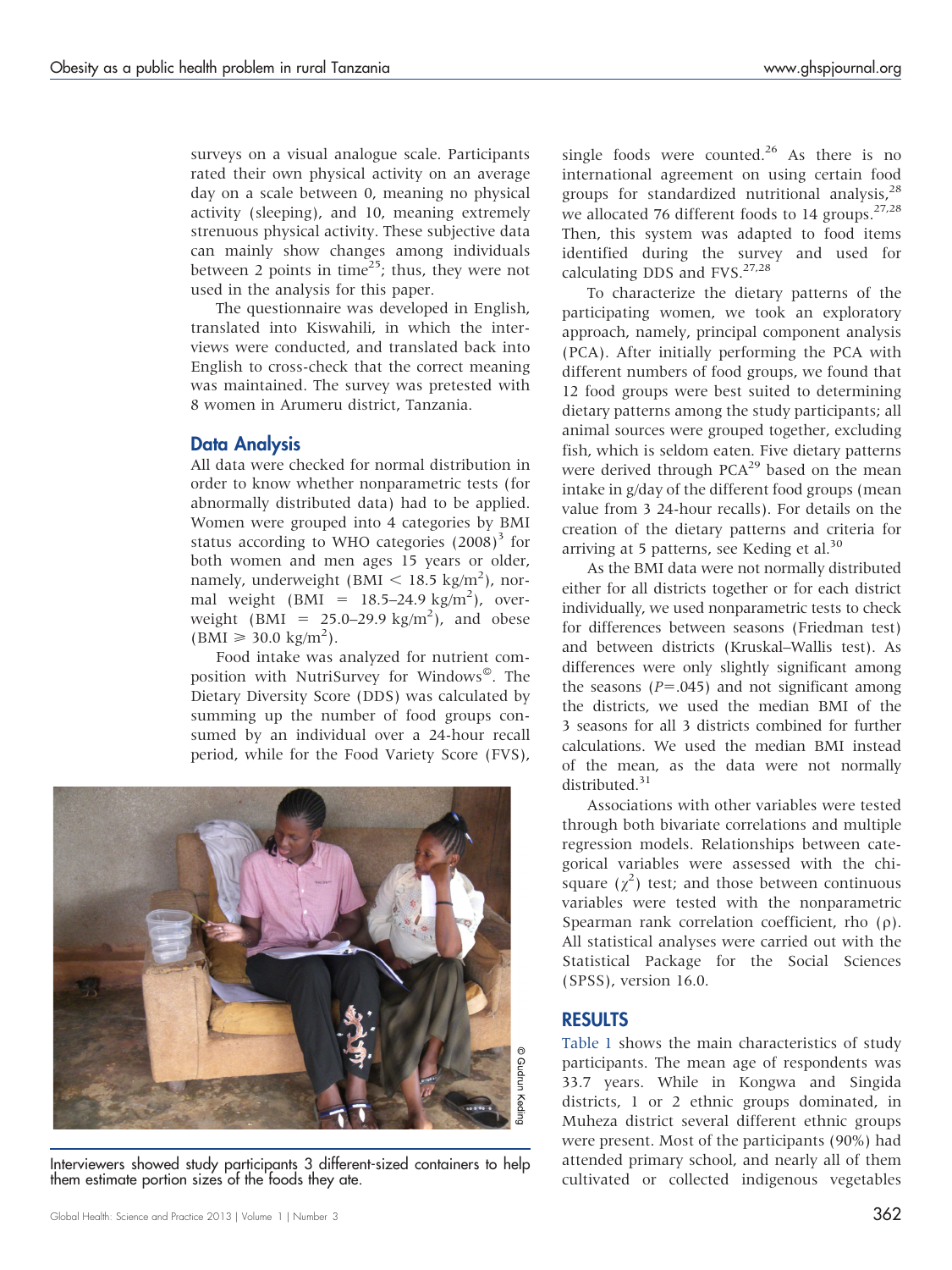surveys on a visual analogue scale. Participants rated their own physical activity on an average day on a scale between 0, meaning no physical activity (sleeping), and 10, meaning extremely strenuous physical activity. These subjective data can mainly show changes among individuals between 2 points in time[25]; thus, they were not used in the analysis for this paper.

The questionnaire was developed in English, translated into Kiswahili, in which the interviews were conducted, and translated back into English to cross-check that the correct meaning was maintained. The survey was pretested with 8 women in Arumeru district, Tanzania.

## Data Analysis

All data were checked for normal distribution in order to know whether nonparametric tests (for abnormally distributed data) had to be applied. Women were grouped into 4 categories by BMI status according to WHO categories (2008)[3] for both women and men ages 15 years or older, namely, underweight (BMI $< 18.5$ kg/m$^2$), normal weight (BMI $= 18.5$–$24.9$ kg/m$^2$), overweight (BMI $= 25.0$–$29.9$ kg/m$^2$), and obese (BMI $\geqslant 30.0$ kg/m$^2$).

Food intake was analyzed for nutrient composition with NutriSurvey for Windows©. The Dietary Diversity Score (DDS) was calculated by summing up the number of food groups consumed by an individual over a 24-hour recall period, while for the Food Variety Score (FVS), single foods were counted.[26] As there is no international agreement on using certain food groups for standardized nutritional analysis,[28] we allocated 76 different foods to 14 groups.[27,28] Then, this system was adapted to food items identified during the survey and used for calculating DDS and FVS.[27,28]

To characterize the dietary patterns of the participating women, we took an exploratory approach, namely, principal component analysis (PCA). After initially performing the PCA with different numbers of food groups, we found that 12 food groups were best suited to determining dietary patterns among the study participants; all animal sources were grouped together, excluding fish, which is seldom eaten. Five dietary patterns were derived through PCA[29] based on the mean intake in g/day of the different food groups (mean value from 3 24-hour recalls). For details on the creation of the dietary patterns and criteria for arriving at 5 patterns, see Keding et al.[30]

As the BMI data were not normally distributed either for all districts together or for each district individually, we used nonparametric tests to check for differences between seasons (Friedman test) and between districts (Kruskal–Wallis test). As differences were only slightly significant among the seasons ($P=.045$) and not significant among the districts, we used the median BMI of the 3 seasons for all 3 districts combined for further calculations. We used the median BMI instead of the mean, as the data were not normally distributed.[31]

Associations with other variables were tested through both bivariate correlations and multiple regression models. Relationships between categorical variables were assessed with the chi-square ($\chi^2$) test; and those between continuous variables were tested with the nonparametric Spearman rank correlation coefficient, rho ($\rho$). All statistical analyses were carried out with the Statistical Package for the Social Sciences (SPSS), version 16.0.

Interviewers showed study participants 3 different-sized containers to help them estimate portion sizes of the foods they ate.

© Gudrun Keding

# RESULTS

Table 1 shows the main characteristics of study participants. The mean age of respondents was 33.7 years. While in Kongwa and Singida districts, 1 or 2 ethnic groups dominated, in Muheza district several different ethnic groups were present. Most of the participants (90%) had attended primary school, and nearly all of them cultivated or collected indigenous vegetables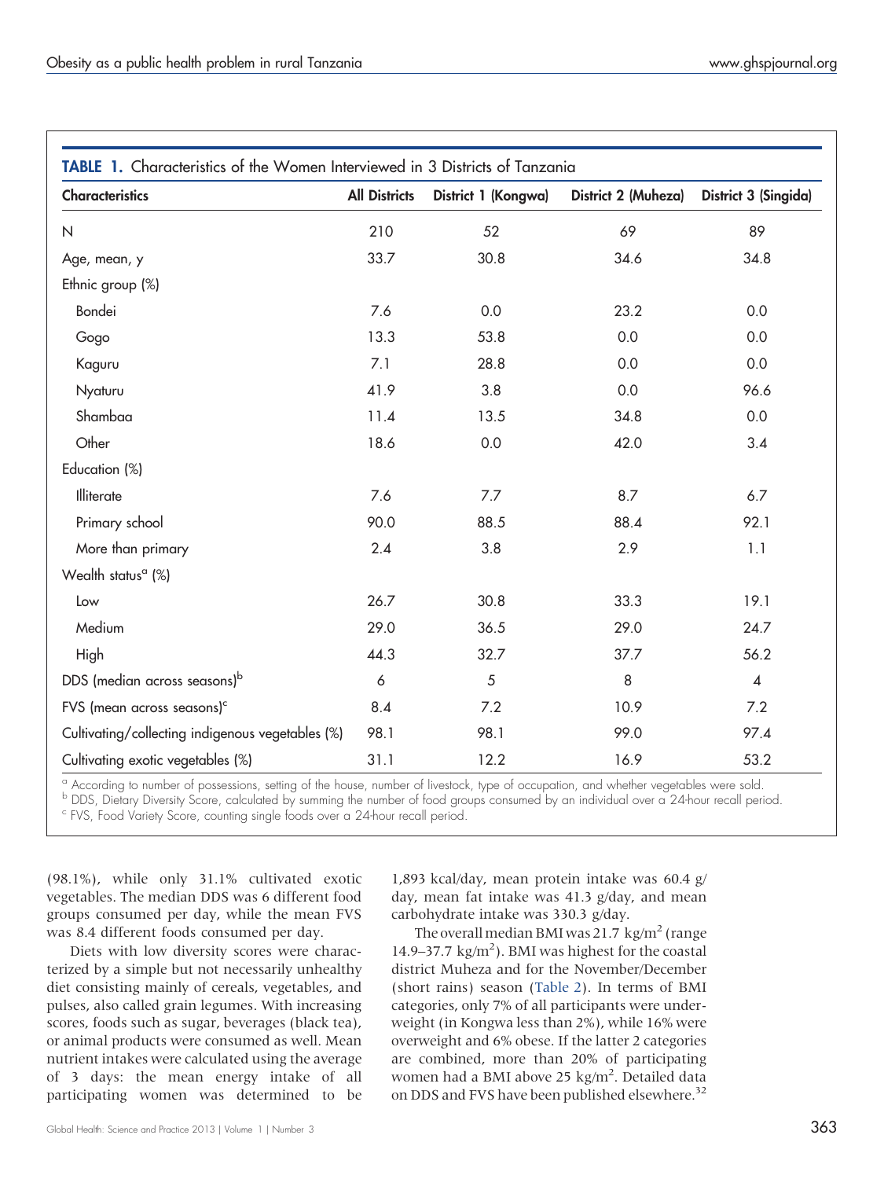**TABLE 1.** Characteristics of the Women Interviewed in 3 Districts of Tanzania

| Characteristics | All Districts | District 1 (Kongwa) | District 2 (Muheza) | District 3 (Singida) |
|---|---|---|---|---|
| N | 210 | 52 | 69 | 89 |
| Age, mean, y | 33.7 | 30.8 | 34.6 | 34.8 |
| Ethnic group (%) | | | | |
| Bondei | 7.6 | 0.0 | 23.2 | 0.0 |
| Gogo | 13.3 | 53.8 | 0.0 | 0.0 |
| Kaguru | 7.1 | 28.8 | 0.0 | 0.0 |
| Nyaturu | 41.9 | 3.8 | 0.0 | 96.6 |
| Shambaa | 11.4 | 13.5 | 34.8 | 0.0 |
| Other | 18.6 | 0.0 | 42.0 | 3.4 |
| Education (%) | | | | |
| Illiterate | 7.6 | 7.7 | 8.7 | 6.7 |
| Primary school | 90.0 | 88.5 | 88.4 | 92.1 |
| More than primary | 2.4 | 3.8 | 2.9 | 1.1 |
| Wealth status[a] (%) | | | | |
| Low | 26.7 | 30.8 | 33.3 | 19.1 |
| Medium | 29.0 | 36.5 | 29.0 | 24.7 |
| High | 44.3 | 32.7 | 37.7 | 56.2 |
| DDS (median across seasons)[b] | 6 | 5 | 8 | 4 |
| FVS (mean across seasons)[c] | 8.4 | 7.2 | 10.9 | 7.2 |
| Cultivating/collecting indigenous vegetables (%) | 98.1 | 98.1 | 99.0 | 97.4 |
| Cultivating exotic vegetables (%) | 31.1 | 12.2 | 16.9 | 53.2 |

[a] According to number of possessions, setting of the house, number of livestock, type of occupation, and whether vegetables were sold.
[b] DDS, Dietary Diversity Score, calculated by summing the number of food groups consumed by an individual over a 24-hour recall period.
[c] FVS, Food Variety Score, counting single foods over a 24-hour recall period.

(98.1%), while only 31.1% cultivated exotic vegetables. The median DDS was 6 different food groups consumed per day, while the mean FVS was 8.4 different foods consumed per day.

Diets with low diversity scores were characterized by a simple but not necessarily unhealthy diet consisting mainly of cereals, vegetables, and pulses, also called grain legumes. With increasing scores, foods such as sugar, beverages (black tea), or animal products were consumed as well. Mean nutrient intakes were calculated using the average of 3 days: the mean energy intake of all participating women was determined to be 1,893 kcal/day, mean protein intake was 60.4 g/day, mean fat intake was 41.3 g/day, and mean carbohydrate intake was 330.3 g/day.

The overall median BMI was 21.7 kg/m$^2$ (range 14.9–37.7 kg/m$^2$). BMI was highest for the coastal district Muheza and for the November/December (short rains) season (Table 2). In terms of BMI categories, only 7% of all participants were underweight (in Kongwa less than 2%), while 16% were overweight and 6% obese. If the latter 2 categories are combined, more than 20% of participating women had a BMI above 25 kg/m$^2$. Detailed data on DDS and FVS have been published elsewhere.[32]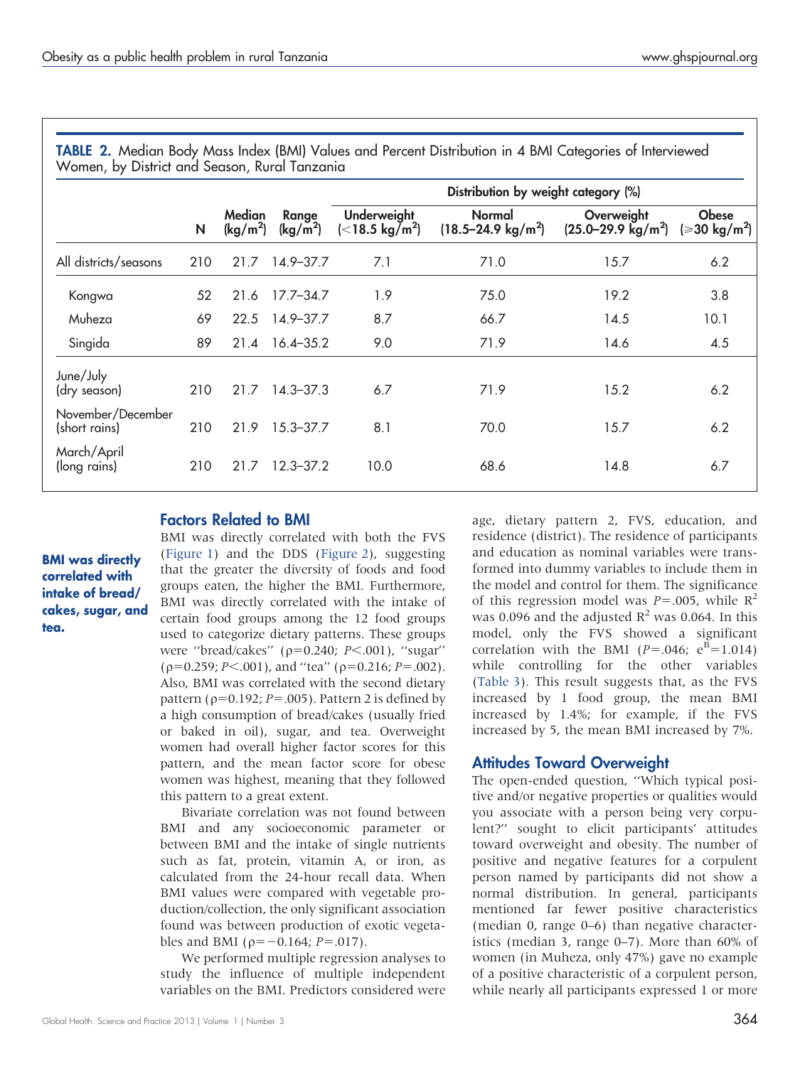**TABLE 2.** Median Body Mass Index (BMI) Values and Percent Distribution in 4 BMI Categories of Interviewed Women, by District and Season, Rural Tanzania

| | N | Median (kg/m$^2$) | Range (kg/m$^2$) | Distribution by weight category (%) | | | |
|---|---|---|---|---|---|---|---|
| | | | | Underweight (<18.5 kg/m$^2$) | Normal (18.5–24.9 kg/m$^2$) | Overweight (25.0–29.9 kg/m$^2$) | Obese (⩾30 kg/m$^2$) |
| All districts/seasons | 210 | 21.7 | 14.9–37.7 | 7.1 | 71.0 | 15.7 | 6.2 |
| Kongwa | 52 | 21.6 | 17.7–34.7 | 1.9 | 75.0 | 19.2 | 3.8 |
| Muheza | 69 | 22.5 | 14.9–37.7 | 8.7 | 66.7 | 14.5 | 10.1 |
| Singida | 89 | 21.4 | 16.4–35.2 | 9.0 | 71.9 | 14.6 | 4.5 |
| June/July (dry season) | 210 | 21.7 | 14.3–37.3 | 6.7 | 71.9 | 15.2 | 6.2 |
| November/December (short rains) | 210 | 21.9 | 15.3–37.7 | 8.1 | 70.0 | 15.7 | 6.2 |
| March/April (long rains) | 210 | 21.7 | 12.3–37.2 | 10.0 | 68.6 | 14.8 | 6.7 |

## Factors Related to BMI

**BMI was directly correlated with intake of bread/cakes, sugar, and tea.**

BMI was directly correlated with both the FVS (Figure 1) and the DDS (Figure 2), suggesting that the greater the diversity of foods and food groups eaten, the higher the BMI. Furthermore, BMI was directly correlated with the intake of certain food groups among the 12 food groups used to categorize dietary patterns. These groups were ''bread/cakes'' ($\rho$=0.240; $P$<.001), ''sugar'' ($\rho$=0.259; $P$<.001), and ''tea'' ($\rho$=0.216; $P$=.002). Also, BMI was correlated with the second dietary pattern ($\rho$=0.192; $P$=.005). Pattern 2 is defined by a high consumption of bread/cakes (usually fried or baked in oil), sugar, and tea. Overweight women had overall higher factor scores for this pattern, and the mean factor score for obese women was highest, meaning that they followed this pattern to a great extent.

Bivariate correlation was not found between BMI and any socioeconomic parameter or between BMI and the intake of single nutrients such as fat, protein, vitamin A, or iron, as calculated from the 24-hour recall data. When BMI values were compared with vegetable production/collection, the only significant association found was between production of exotic vegetables and BMI ($\rho$=−0.164; $P$=.017).

We performed multiple regression analyses to study the influence of multiple independent variables on the BMI. Predictors considered were age, dietary pattern 2, FVS, education, and residence (district). The residence of participants and education as nominal variables were transformed into dummy variables to include them in the model and control for them. The significance of this regression model was $P$=.005, while $R^2$ was 0.096 and the adjusted $R^2$ was 0.064. In this model, only the FVS showed a significant correlation with the BMI ($P$=.046; $e^B$=1.014) while controlling for the other variables (Table 3). This result suggests that, as the FVS increased by 1 food group, the mean BMI increased by 1.4%; for example, if the FVS increased by 5, the mean BMI increased by 7%.

## Attitudes Toward Overweight

The open-ended question, ''Which typical positive and/or negative properties or qualities would you associate with a person being very corpulent?'' sought to elicit participants' attitudes toward overweight and obesity. The number of positive and negative features for a corpulent person named by participants did not show a normal distribution. In general, participants mentioned far fewer positive characteristics (median 0, range 0–6) than negative characteristics (median 3, range 0–7). More than 60% of women (in Muheza, only 47%) gave no example of a positive characteristic of a corpulent person, while nearly all participants expressed 1 or more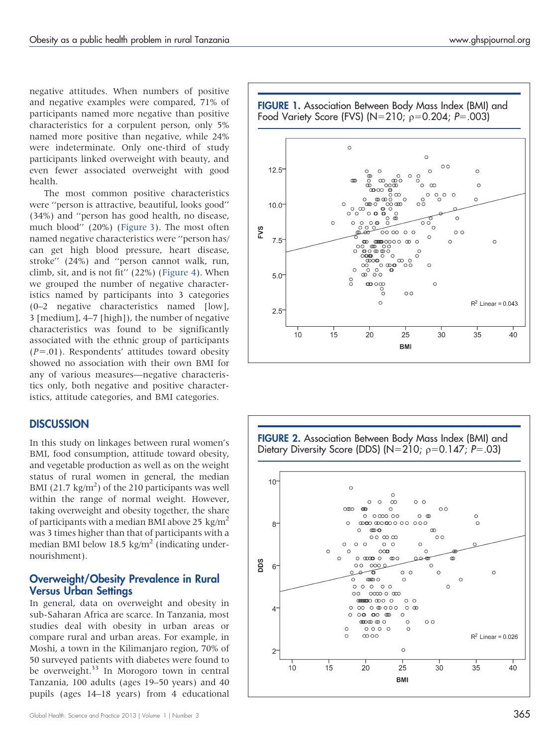negative attitudes. When numbers of positive and negative examples were compared, 71% of participants named more negative than positive characteristics for a corpulent person, only 5% named more positive than negative, while 24% were indeterminate. Only one-third of study participants linked overweight with beauty, and even fewer associated overweight with good health.

The most common positive characteristics were ''person is attractive, beautiful, looks good'' (34%) and ''person has good health, no disease, much blood'' (20%) (Figure 3). The most often named negative characteristics were ''person has/can get high blood pressure, heart disease, stroke'' (24%) and ''person cannot walk, run, climb, sit, and is not fit'' (22%) (Figure 4). When we grouped the number of negative characteristics named by participants into 3 categories (0–2 negative characteristics named [low], 3 [medium], 4–7 [high]), the number of negative characteristics was found to be significantly associated with the ethnic group of participants ($P=.01$). Respondents' attitudes toward obesity showed no association with their own BMI for any of various measures—negative characteristics only, both negative and positive characteristics, attitude categories, and BMI categories.

**FIGURE 1.** Association Between Body Mass Index (BMI) and Food Variety Score (FVS) (N=210; $\rho=0.204$; $P=.003$)

**FIGURE 2.** Association Between Body Mass Index (BMI) and Dietary Diversity Score (DDS) (N=210; $\rho=0.147$; $P=.03$)

## DISCUSSION

In this study on linkages between rural women's BMI, food consumption, attitude toward obesity, and vegetable production as well as on the weight status of rural women in general, the median BMI (21.7 kg/m$^2$) of the 210 participants was well within the range of normal weight. However, taking overweight and obesity together, the share of participants with a median BMI above 25 kg/m$^2$ was 3 times higher than that of participants with a median BMI below 18.5 kg/m$^2$ (indicating undernourishment).

### Overweight/Obesity Prevalence in Rural Versus Urban Settings

In general, data on overweight and obesity in sub-Saharan Africa are scarce. In Tanzania, most studies deal with obesity in urban areas or compare rural and urban areas. For example, in Moshi, a town in the Kilimanjaro region, 70% of 50 surveyed patients with diabetes were found to be overweight.[33] In Morogoro town in central Tanzania, 100 adults (ages 19–50 years) and 40 pupils (ages 14–18 years) from 4 educational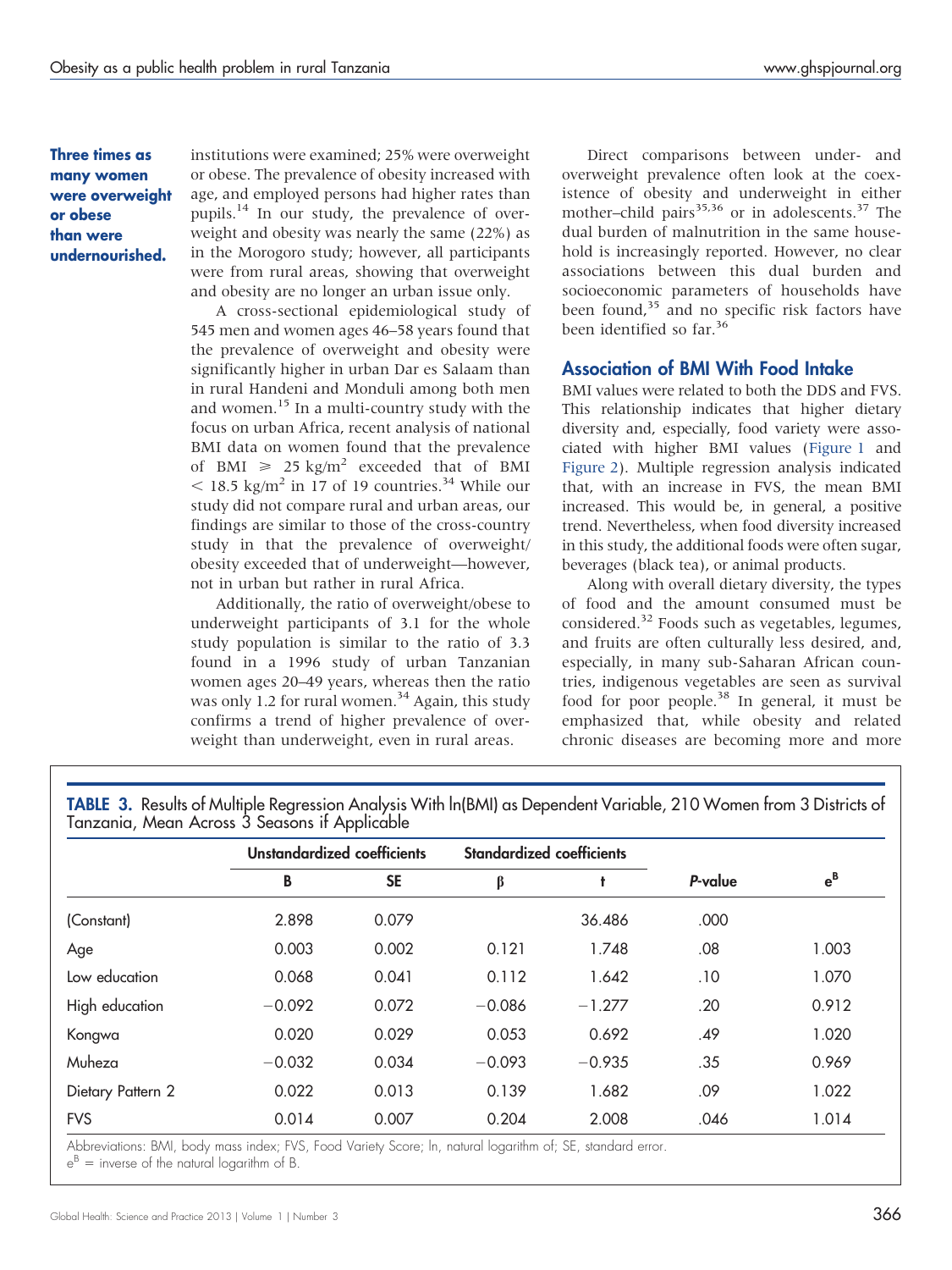**Three times as many women were overweight or obese than were undernourished.**

institutions were examined; 25% were overweight or obese. The prevalence of obesity increased with age, and employed persons had higher rates than pupils.[14] In our study, the prevalence of overweight and obesity was nearly the same (22%) as in the Morogoro study; however, all participants were from rural areas, showing that overweight and obesity are no longer an urban issue only.

A cross-sectional epidemiological study of 545 men and women ages 46–58 years found that the prevalence of overweight and obesity were significantly higher in urban Dar es Salaam than in rural Handeni and Monduli among both men and women.[15] In a multi-country study with the focus on urban Africa, recent analysis of national BMI data on women found that the prevalence of BMI $\geqslant$ 25 kg/m$^2$ exceeded that of BMI $<$ 18.5 kg/m$^2$ in 17 of 19 countries.[34] While our study did not compare rural and urban areas, our findings are similar to those of the cross-country study in that the prevalence of overweight/obesity exceeded that of underweight—however, not in urban but rather in rural Africa.

Additionally, the ratio of overweight/obese to underweight participants of 3.1 for the whole study population is similar to the ratio of 3.3 found in a 1996 study of urban Tanzanian women ages 20–49 years, whereas then the ratio was only 1.2 for rural women.[34] Again, this study confirms a trend of higher prevalence of overweight than underweight, even in rural areas.

Direct comparisons between under- and overweight prevalence often look at the coexistence of obesity and underweight in either mother–child pairs[35,36] or in adolescents.[37] The dual burden of malnutrition in the same household is increasingly reported. However, no clear associations between this dual burden and socioeconomic parameters of households have been found,[35] and no specific risk factors have been identified so far.[36]

## Association of BMI With Food Intake

BMI values were related to both the DDS and FVS. This relationship indicates that higher dietary diversity and, especially, food variety were associated with higher BMI values (Figure 1 and Figure 2). Multiple regression analysis indicated that, with an increase in FVS, the mean BMI increased. This would be, in general, a positive trend. Nevertheless, when food diversity increased in this study, the additional foods were often sugar, beverages (black tea), or animal products.

Along with overall dietary diversity, the types of food and the amount consumed must be considered.[32] Foods such as vegetables, legumes, and fruits are often culturally less desired, and, especially, in many sub-Saharan African countries, indigenous vegetables are seen as survival food for poor people.[38] In general, it must be emphasized that, while obesity and related chronic diseases are becoming more and more

**TABLE 3.** Results of Multiple Regression Analysis With ln(BMI) as Dependent Variable, 210 Women from 3 Districts of Tanzania, Mean Across 3 Seasons if Applicable

| | Unstandardized coefficients | | Standardized coefficients | | | |
|---|---|---|---|---|---|---|
| | B | SE | β | t | *P*-value | $e^B$ |
| (Constant) | 2.898 | 0.079 | | 36.486 | .000 | |
| Age | 0.003 | 0.002 | 0.121 | 1.748 | .08 | 1.003 |
| Low education | 0.068 | 0.041 | 0.112 | 1.642 | .10 | 1.070 |
| High education | −0.092 | 0.072 | −0.086 | −1.277 | .20 | 0.912 |
| Kongwa | 0.020 | 0.029 | 0.053 | 0.692 | .49 | 1.020 |
| Muheza | −0.032 | 0.034 | −0.093 | −0.935 | .35 | 0.969 |
| Dietary Pattern 2 | 0.022 | 0.013 | 0.139 | 1.682 | .09 | 1.022 |
| FVS | 0.014 | 0.007 | 0.204 | 2.008 | .046 | 1.014 |

Abbreviations: BMI, body mass index; FVS, Food Variety Score; ln, natural logarithm of; SE, standard error.
$e^B$ = inverse of the natural logarithm of B.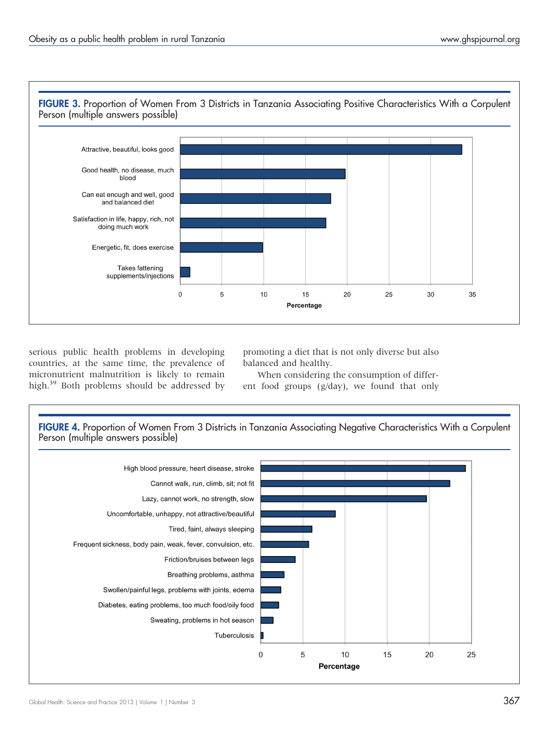**FIGURE 3.** Proportion of Women From 3 Districts in Tanzania Associating Positive Characteristics With a Corpulent Person (multiple answers possible)

serious public health problems in developing countries, at the same time, the prevalence of micronutrient malnutrition is likely to remain high.[39] Both problems should be addressed by promoting a diet that is not only diverse but also balanced and healthy.

When considering the consumption of different food groups (g/day), we found that only

**FIGURE 4.** Proportion of Women From 3 Districts in Tanzania Associating Negative Characteristics With a Corpulent Person (multiple answers possible)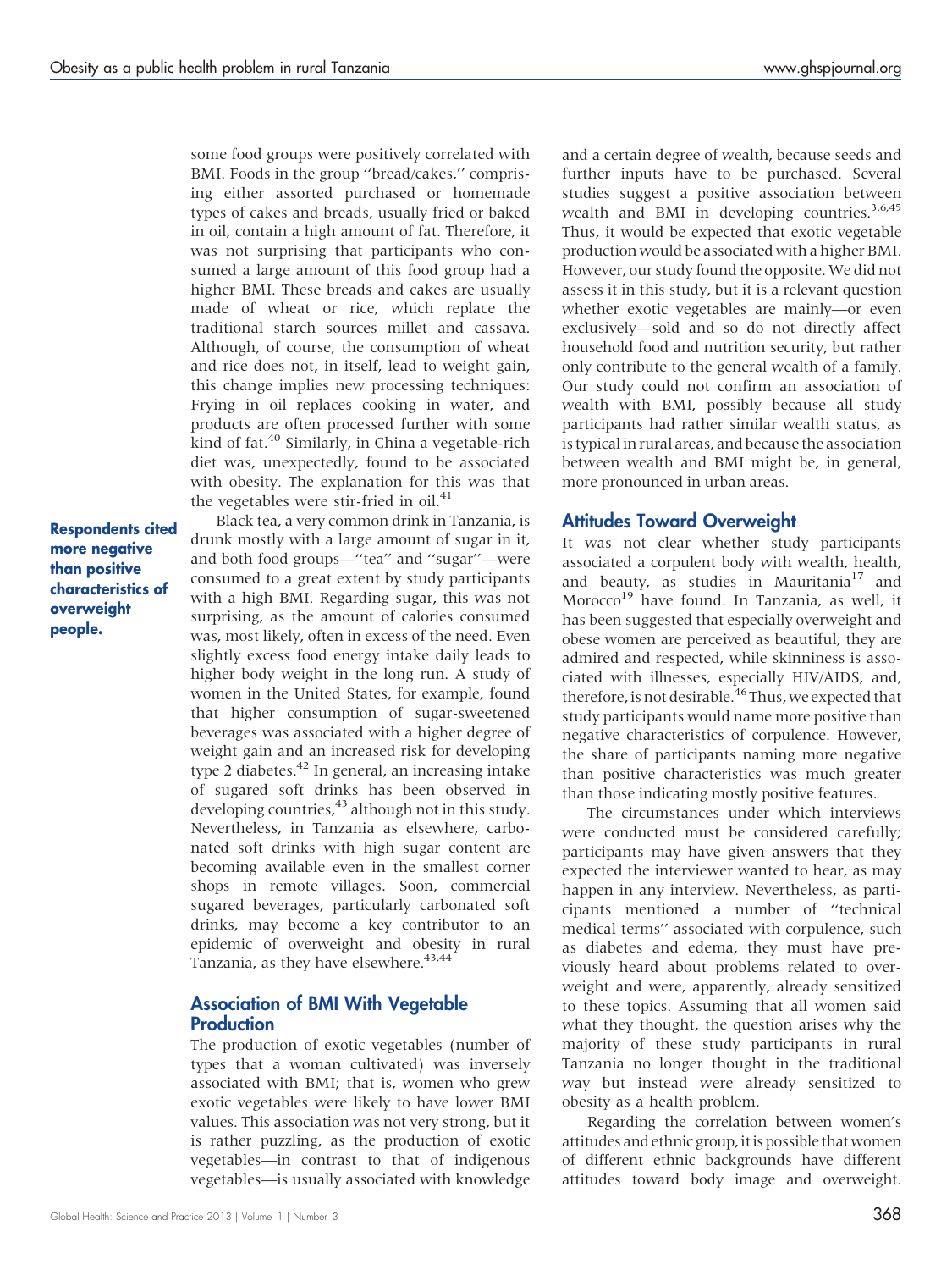some food groups were positively correlated with BMI. Foods in the group "bread/cakes," comprising either assorted purchased or homemade types of cakes and breads, usually fried or baked in oil, contain a high amount of fat. Therefore, it was not surprising that participants who consumed a large amount of this food group had a higher BMI. These breads and cakes are usually made of wheat or rice, which replace the traditional starch sources millet and cassava. Although, of course, the consumption of wheat and rice does not, in itself, lead to weight gain, this change implies new processing techniques: Frying in oil replaces cooking in water, and products are often processed further with some kind of fat.[40] Similarly, in China a vegetable-rich diet was, unexpectedly, found to be associated with obesity. The explanation for this was that the vegetables were stir-fried in oil.[41]

**Respondents cited more negative than positive characteristics of overweight people.**

Black tea, a very common drink in Tanzania, is drunk mostly with a large amount of sugar in it, and both food groups—"tea" and "sugar"—were consumed to a great extent by study participants with a high BMI. Regarding sugar, this was not surprising, as the amount of calories consumed was, most likely, often in excess of the need. Even slightly excess food energy intake daily leads to higher body weight in the long run. A study of women in the United States, for example, found that higher consumption of sugar-sweetened beverages was associated with a higher degree of weight gain and an increased risk for developing type 2 diabetes.[42] In general, an increasing intake of sugared soft drinks has been observed in developing countries,[43] although not in this study. Nevertheless, in Tanzania as elsewhere, carbonated soft drinks with high sugar content are becoming available even in the smallest corner shops in remote villages. Soon, commercial sugared beverages, particularly carbonated soft drinks, may become a key contributor to an epidemic of overweight and obesity in rural Tanzania, as they have elsewhere.[43,44]

## Association of BMI With Vegetable Production

The production of exotic vegetables (number of types that a woman cultivated) was inversely associated with BMI; that is, women who grew exotic vegetables were likely to have lower BMI values. This association was not very strong, but it is rather puzzling, as the production of exotic vegetables—in contrast to that of indigenous vegetables—is usually associated with knowledge and a certain degree of wealth, because seeds and further inputs have to be purchased. Several studies suggest a positive association between wealth and BMI in developing countries.[3,6,45] Thus, it would be expected that exotic vegetable production would be associated with a higher BMI. However, our study found the opposite. We did not assess it in this study, but it is a relevant question whether exotic vegetables are mainly—or even exclusively—sold and so do not directly affect household food and nutrition security, but rather only contribute to the general wealth of a family. Our study could not confirm an association of wealth with BMI, possibly because all study participants had rather similar wealth status, as is typical in rural areas, and because the association between wealth and BMI might be, in general, more pronounced in urban areas.

## Attitudes Toward Overweight

It was not clear whether study participants associated a corpulent body with wealth, health, and beauty, as studies in Mauritania[17] and Morocco[19] have found. In Tanzania, as well, it has been suggested that especially overweight and obese women are perceived as beautiful; they are admired and respected, while skinniness is associated with illnesses, especially HIV/AIDS, and, therefore, is not desirable.[46] Thus, we expected that study participants would name more positive than negative characteristics of corpulence. However, the share of participants naming more negative than positive characteristics was much greater than those indicating mostly positive features.

The circumstances under which interviews were conducted must be considered carefully; participants may have given answers that they expected the interviewer wanted to hear, as may happen in any interview. Nevertheless, as participants mentioned a number of "technical medical terms" associated with corpulence, such as diabetes and edema, they must have previously heard about problems related to overweight and were, apparently, already sensitized to these topics. Assuming that all women said what they thought, the question arises why the majority of these study participants in rural Tanzania no longer thought in the traditional way but instead were already sensitized to obesity as a health problem.

Regarding the correlation between women's attitudes and ethnic group, it is possible that women of different ethnic backgrounds have different attitudes toward body image and overweight.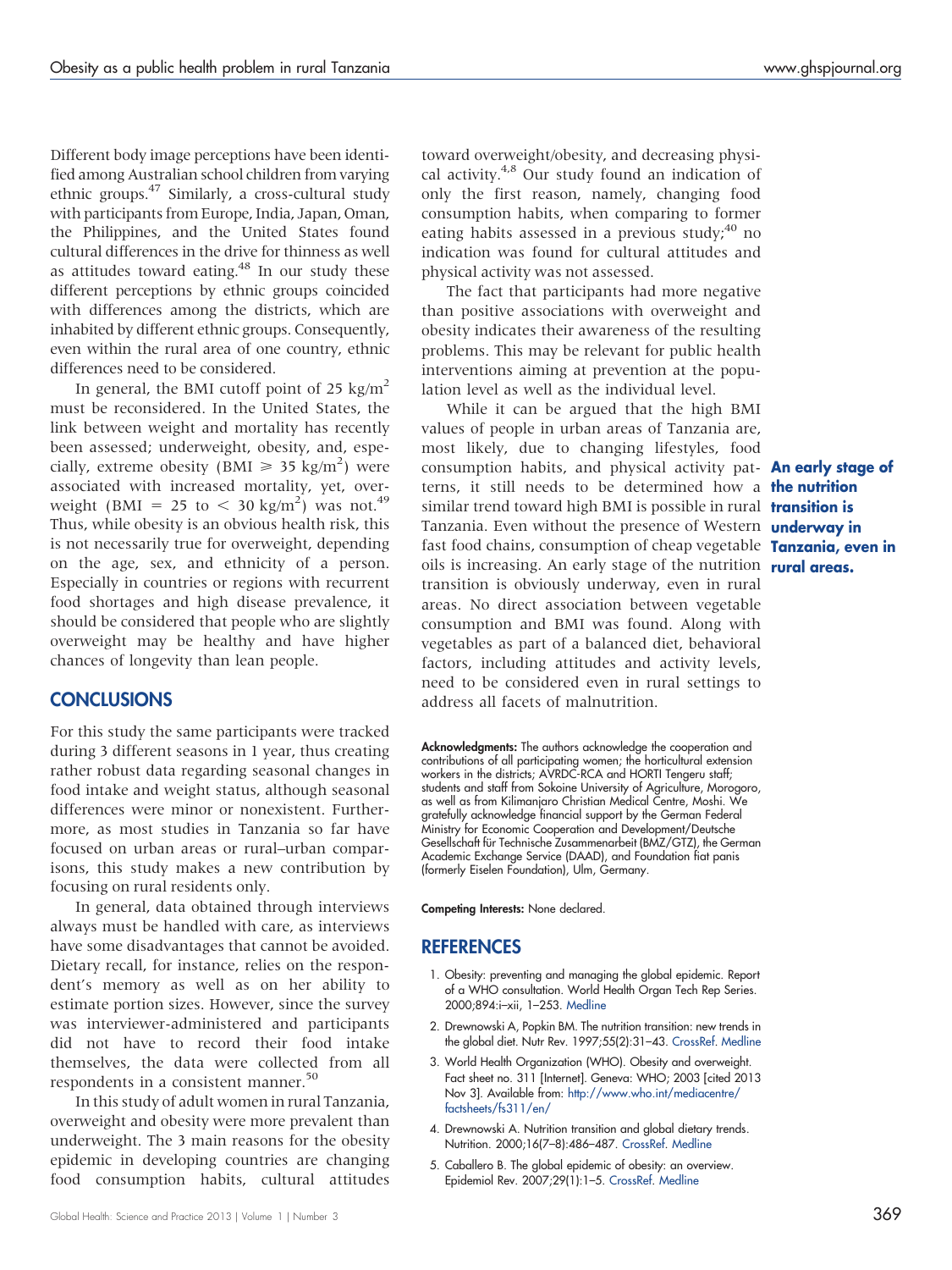Different body image perceptions have been identified among Australian school children from varying ethnic groups.[47] Similarly, a cross-cultural study with participants from Europe, India, Japan, Oman, the Philippines, and the United States found cultural differences in the drive for thinness as well as attitudes toward eating.[48] In our study these different perceptions by ethnic groups coincided with differences among the districts, which are inhabited by different ethnic groups. Consequently, even within the rural area of one country, ethnic differences need to be considered.

In general, the BMI cutoff point of 25 $kg/m^2$ must be reconsidered. In the United States, the link between weight and mortality has recently been assessed; underweight, obesity, and, especially, extreme obesity (BMI $\geq$ 35 $kg/m^2$) were associated with increased mortality, yet, overweight (BMI = 25 to < 30 $kg/m^2$) was not.[49] Thus, while obesity is an obvious health risk, this is not necessarily true for overweight, depending on the age, sex, and ethnicity of a person. Especially in countries or regions with recurrent food shortages and high disease prevalence, it should be considered that people who are slightly overweight may be healthy and have higher chances of longevity than lean people.

## CONCLUSIONS

For this study the same participants were tracked during 3 different seasons in 1 year, thus creating rather robust data regarding seasonal changes in food intake and weight status, although seasonal differences were minor or nonexistent. Furthermore, as most studies in Tanzania so far have focused on urban areas or rural–urban comparisons, this study makes a new contribution by focusing on rural residents only.

In general, data obtained through interviews always must be handled with care, as interviews have some disadvantages that cannot be avoided. Dietary recall, for instance, relies on the respondent's memory as well as on her ability to estimate portion sizes. However, since the survey was interviewer-administered and participants did not have to record their food intake themselves, the data were collected from all respondents in a consistent manner.[50]

In this study of adult women in rural Tanzania, overweight and obesity were more prevalent than underweight. The 3 main reasons for the obesity epidemic in developing countries are changing food consumption habits, cultural attitudes toward overweight/obesity, and decreasing physical activity.[4,8] Our study found an indication of only the first reason, namely, changing food consumption habits, when comparing to former eating habits assessed in a previous study;[40] no indication was found for cultural attitudes and physical activity was not assessed.

The fact that participants had more negative than positive associations with overweight and obesity indicates their awareness of the resulting problems. This may be relevant for public health interventions aiming at prevention at the population level as well as the individual level.

While it can be argued that the high BMI values of people in urban areas of Tanzania are, most likely, due to changing lifestyles, food consumption habits, and physical activity patterns, it still needs to be determined how a similar trend toward high BMI is possible in rural Tanzania. Even without the presence of Western fast food chains, consumption of cheap vegetable oils is increasing. An early stage of the nutrition transition is obviously underway, even in rural areas. No direct association between vegetable consumption and BMI was found. Along with vegetables as part of a balanced diet, behavioral factors, including attitudes and activity levels, need to be considered even in rural settings to address all facets of malnutrition.

**An early stage of the nutrition transition is underway in Tanzania, even in rural areas.**

**Acknowledgments:** The authors acknowledge the cooperation and contributions of all participating women; the horticultural extension workers in the districts; AVRDC-RCA and HORTI Tengeru staff; students and staff from Sokoine University of Agriculture, Morogoro, as well as from Kilimanjaro Christian Medical Centre, Moshi. We gratefully acknowledge financial support by the German Federal Ministry for Economic Cooperation and Development/Deutsche Gesellschaft für Technische Zusammenarbeit (BMZ/GTZ), the German Academic Exchange Service (DAAD), and Foundation fiat panis (formerly Eiselen Foundation), Ulm, Germany.

**Competing Interests:** None declared.

## REFERENCES

1. Obesity: preventing and managing the global epidemic. Report of a WHO consultation. World Health Organ Tech Rep Series. 2000;894:i–xii, 1–253. Medline
2. Drewnowski A, Popkin BM. The nutrition transition: new trends in the global diet. Nutr Rev. 1997;55(2):31–43. CrossRef. Medline
3. World Health Organization (WHO). Obesity and overweight. Fact sheet no. 311 [Internet]. Geneva: WHO; 2003 [cited 2013 Nov 3]. Available from: http://www.who.int/mediacentre/factsheets/fs311/en/
4. Drewnowski A. Nutrition transition and global dietary trends. Nutrition. 2000;16(7–8):486–487. CrossRef. Medline
5. Caballero B. The global epidemic of obesity: an overview. Epidemiol Rev. 2007;29(1):1–5. CrossRef. Medline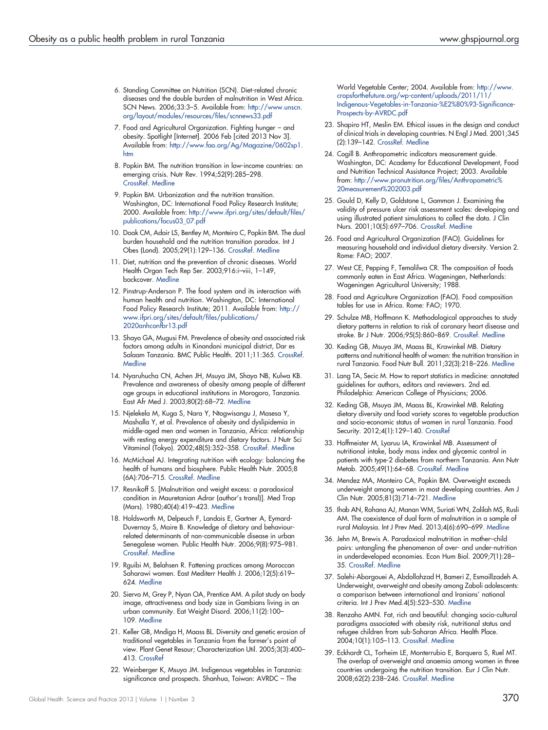6. Standing Committee on Nutrition (SCN). Diet-related chronic diseases and the double burden of malnutrition in West Africa. SCN News. 2006;33:3–5. Available from: http://www.unscn.org/layout/modules/resources/files/scnnews33.pdf

7. Food and Agricultural Organization. Fighting hunger – and obesity. Spotlight [Internet]. 2006 Feb [cited 2013 Nov 3]. Available from: http://www.fao.org/Ag/Magazine/0602sp1.htm

8. Popkin BM. The nutrition transition in low-income countries: an emerging crisis. Nutr Rev. 1994;52(9):285–298. CrossRef. Medline

9. Popkin BM. Urbanization and the nutrition transition. Washington, DC: International Food Policy Research Institute; 2000. Available from: http://www.ifpri.org/sites/default/files/publications/focus03_07.pdf

10. Doak CM, Adair LS, Bentley M, Monteiro C, Popkin BM. The dual burden household and the nutrition transition paradox. Int J Obes (Lond). 2005;29(1):129–136. CrossRef. Medline

11. Diet, nutrition and the prevention of chronic diseases. World Health Organ Tech Rep Ser. 2003;916:i–viii, 1–149, backcover. Medline

12. Pinstrup-Anderson P. The food system and its interaction with human health and nutrition. Washington, DC: International Food Policy Research Institute; 2011. Available from: http://www.ifpri.org/sites/default/files/publications/2020anhconfbr13.pdf

13. Shayo GA, Mugusi FM. Prevalence of obesity and associated risk factors among adults in Kinondoni municipal district, Dar es Salaam Tanzania. BMC Public Health. 2011;11:365. CrossRef. Medline

14. Nyaruhucha CN, Achen JH, Msuya JM, Shayo NB, Kulwa KB. Prevalence and awareness of obesity among people of different age groups in educational institutions in Morogoro, Tanzania. East Afr Med J. 2003;80(2):68–72. Medline

15. Njelekela M, Kuga S, Nara Y, Ntogwisangu J, Masesa Y, Mashalla Y, et al. Prevalence of obesity and dyslipidemia in middle-aged men and women in Tanzania, Africa: relationship with resting energy expenditure and dietary factors. J Nutr Sci Vitaminol (Tokyo). 2002;48(5):352–358. CrossRef. Medline

16. McMichael AJ. Integrating nutrition with ecology: balancing the health of humans and biosphere. Public Health Nutr. 2005;8 (6A):706–715. CrossRef. Medline

17. Resnikoff S. [Malnutrition and weight excess: a paradoxical condition in Mauretanian Adrar (author's transl)]. Med Trop (Mars). 1980;40(4):419–423. Medline

18. Holdsworth M, Delpeuch F, Landais E, Gartner A, Eymard-Duvernay S, Maire B. Knowledge of dietary and behaviour-related determinants of non-communicable disease in urban Senegalese women. Public Health Nutr. 2006;9(8):975–981. CrossRef. Medline

19. Rguibi M, Belahsen R. Fattening practices among Moroccan Saharawi women. East Mediterr Health J. 2006;12(5):619–624. Medline

20. Siervo M, Grey P, Nyan OA, Prentice AM. A pilot study on body image, attractiveness and body size in Gambians living in an urban community. Eat Weight Disord. 2006;11(2):100–109. Medline

21. Keller GB, Mndiga H, Maass BL. Diversity and genetic erosion of traditional vegetables in Tanzania from the farmer's point of view. Plant Genet Resour; Characterization Util. 2005;3(3):400–413. CrossRef

22. Weinberger K, Msuya JM. Indigenous vegetables in Tanzania: significance and prospects. Shanhua, Taiwan: AVRDC – The World Vegetable Center; 2004. Available from: http://www.cropsforthefuture.org/wp-content/uploads/2011/11/Indigenous-Vegetables-in-Tanzania-%E2%80%93-Significance-Prospects-by-AVRDC.pdf

23. Shapiro HT, Meslin EM. Ethical issues in the design and conduct of clinical trials in developing countries. N Engl J Med. 2001;345 (2):139–142. CrossRef. Medline

24. Cogill B. Anthropometric indicators measurement guide. Washington, DC: Academy for Educational Development, Food and Nutrition Technical Assistance Project; 2003. Available from: http://www.pronutrition.org/files/Anthropometric%20measurement%202003.pdf

25. Gould D, Kelly D, Goldstone L, Gammon J. Examining the validity of pressure ulcer risk assessment scales: developing and using illustrated patient simulations to collect the data. J Clin Nurs. 2001;10(5):697–706. CrossRef. Medline

26. Food and Agricultural Organization (FAO). Guidelines for measuring household and individual dietary diversity. Version 2. Rome: FAO; 2007.

27. West CE, Pepping F, Temalilwa CR. The composition of foods commonly eaten in East Africa. Wageningen, Netherlands: Wageningen Agricultural University; 1988.

28. Food and Agriculture Organization (FAO). Food composition tables for use in Africa. Rome: FAO; 1970.

29. Schulze MB, Hoffmann K. Methodological approaches to study dietary patterns in relation to risk of coronary heart disease and stroke. Br J Nutr. 2006;95(5):860–869. CrossRef. Medline

30. Keding GB, Msuya JM, Maass BL, Krawinkel MB. Dietary patterns and nutritional health of women: the nutrition transition in rural Tanzania. Food Nutr Bull. 2011;32(3):218–226. Medline

31. Lang TA, Secic M. How to report statistics in medicine: annotated guidelines for authors, editors and reviewers. 2nd ed. Philadelphia: American College of Physicians; 2006.

32. Keding GB, Msuya JM, Maass BL, Krawinkel MB. Relating dietary diversity and food variety scores to vegetable production and socio-economic status of women in rural Tanzania. Food Security. 2012;4(1):129–140. CrossRef

33. Hoffmeister M, Lyaruu IA, Krawinkel MB. Assessment of nutritional intake, body mass index and glycemic control in patients with type-2 diabetes from northern Tanzania. Ann Nutr Metab. 2005;49(1):64–68. CrossRef. Medline

34. Mendez MA, Monteiro CA, Popkin BM. Overweight exceeds underweight among women in most developing countries. Am J Clin Nutr. 2005;81(3):714–721. Medline

35. Ihab AN, Rohana AJ, Manan WM, Suriati WN, Zalilah MS, Rusli AM. The coexistence of dual form of malnutrition in a sample of rural Malaysia. Int J Prev Med. 2013;4(6):690–699. Medline

36. Jehn M, Brewis A. Paradoxical malnutrition in mother–child pairs: untangling the phenomenon of over- and under-nutrition in underdeveloped economies. Econ Hum Biol. 2009;7(1):28–35. CrossRef. Medline

37. Salehi-Abargouei A, Abdollahzad H, Bameri Z, Esmaillzadeh A. Underweight, overweight and obesity among Zaboli adolescents: a comparison between international and Iranians' national criteria. Int J Prev Med.4(5):523–530. Medline

38. Renzaho AMN. Fat, rich and beautiful: changing socio-cultural paradigms associated with obesity risk, nutritional status and refugee children from sub-Saharan Africa. Health Place. 2004;10(1):105–113. CrossRef. Medline

39. Eckhardt CL, Torheim LE, Monterrubio E, Barquera S, Ruel MT. The overlap of overweight and anaemia among women in three countries undergoing the nutrition transition. Eur J Clin Nutr. 2008;62(2):238–246. CrossRef. Medline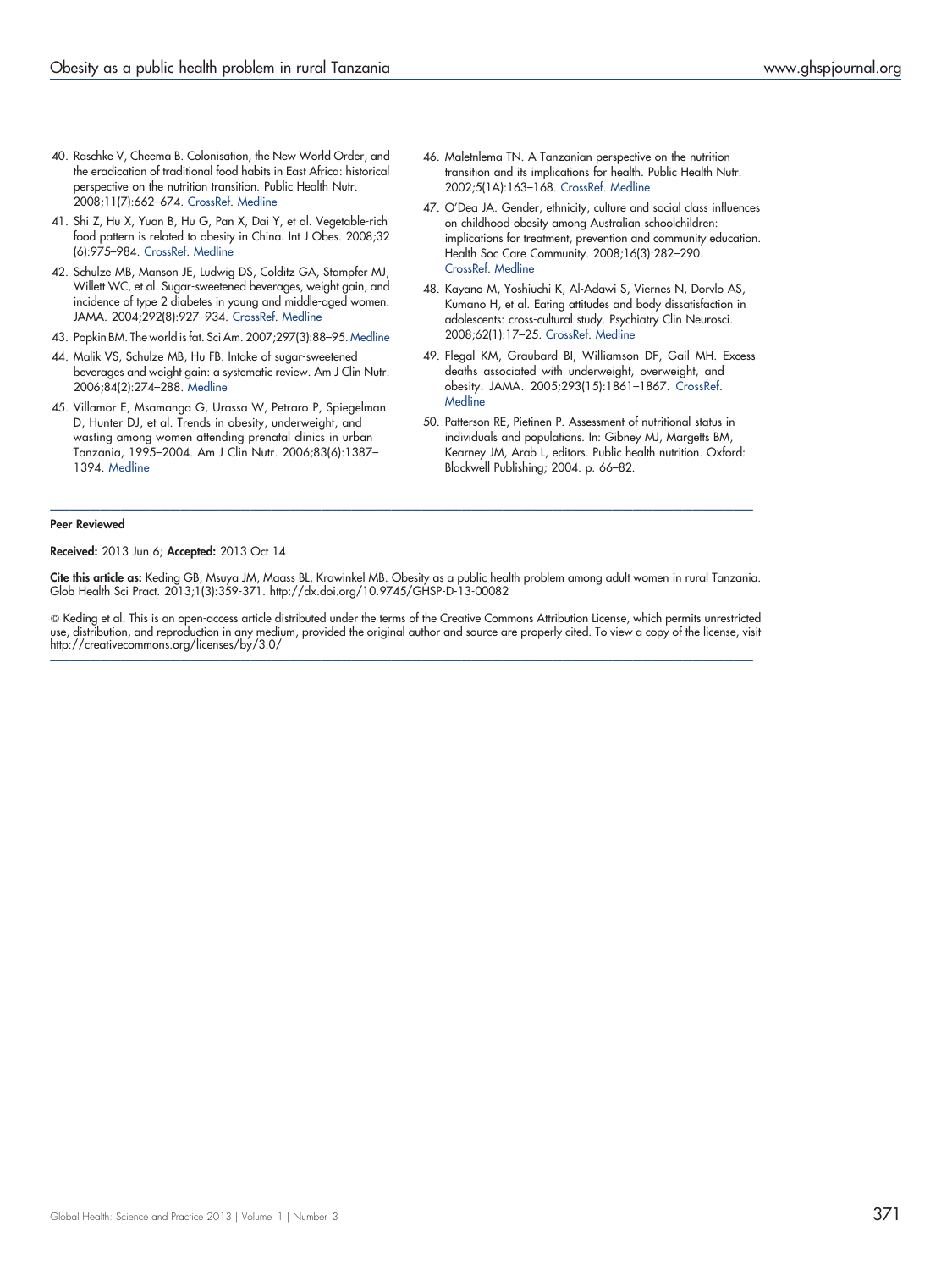40. Raschke V, Cheema B. Colonisation, the New World Order, and the eradication of traditional food habits in East Africa: historical perspective on the nutrition transition. Public Health Nutr. 2008;11(7):662–674. CrossRef. Medline

41. Shi Z, Hu X, Yuan B, Hu G, Pan X, Dai Y, et al. Vegetable-rich food pattern is related to obesity in China. Int J Obes. 2008;32 (6):975–984. CrossRef. Medline

42. Schulze MB, Manson JE, Ludwig DS, Colditz GA, Stampfer MJ, Willett WC, et al. Sugar-sweetened beverages, weight gain, and incidence of type 2 diabetes in young and middle-aged women. JAMA. 2004;292(8):927–934. CrossRef. Medline

43. Popkin BM. The world is fat. Sci Am. 2007;297(3):88–95. Medline

44. Malik VS, Schulze MB, Hu FB. Intake of sugar-sweetened beverages and weight gain: a systematic review. Am J Clin Nutr. 2006;84(2):274–288. Medline

45. Villamor E, Msamanga G, Urassa W, Petraro P, Spiegelman D, Hunter DJ, et al. Trends in obesity, underweight, and wasting among women attending prenatal clinics in urban Tanzania, 1995–2004. Am J Clin Nutr. 2006;83(6):1387–1394. Medline

46. Maletnlema TN. A Tanzanian perspective on the nutrition transition and its implications for health. Public Health Nutr. 2002;5(1A):163–168. CrossRef. Medline

47. O'Dea JA. Gender, ethnicity, culture and social class influences on childhood obesity among Australian schoolchildren: implications for treatment, prevention and community education. Health Soc Care Community. 2008;16(3):282–290. CrossRef. Medline

48. Kayano M, Yoshiuchi K, Al-Adawi S, Viernes N, Dorvlo AS, Kumano H, et al. Eating attitudes and body dissatisfaction in adolescents: cross-cultural study. Psychiatry Clin Neurosci. 2008;62(1):17–25. CrossRef. Medline

49. Flegal KM, Graubard BI, Williamson DF, Gail MH. Excess deaths associated with underweight, overweight, and obesity. JAMA. 2005;293(15):1861–1867. CrossRef. Medline

50. Patterson RE, Pietinen P. Assessment of nutritional status in individuals and populations. In: Gibney MJ, Margetts BM, Kearney JM, Arab L, editors. Public health nutrition. Oxford: Blackwell Publishing; 2004. p. 66–82.

---

**Peer Reviewed**

**Received:** 2013 Jun 6; **Accepted:** 2013 Oct 14

**Cite this article as:** Keding GB, Msuya JM, Maass BL, Krawinkel MB. Obesity as a public health problem among adult women in rural Tanzania. Glob Health Sci Pract. 2013;1(3):359-371. http://dx.doi.org/10.9745/GHSP-D-13-00082

© Keding et al. This is an open-access article distributed under the terms of the Creative Commons Attribution License, which permits unrestricted use, distribution, and reproduction in any medium, provided the original author and source are properly cited. To view a copy of the license, visit http://creativecommons.org/licenses/by/3.0/